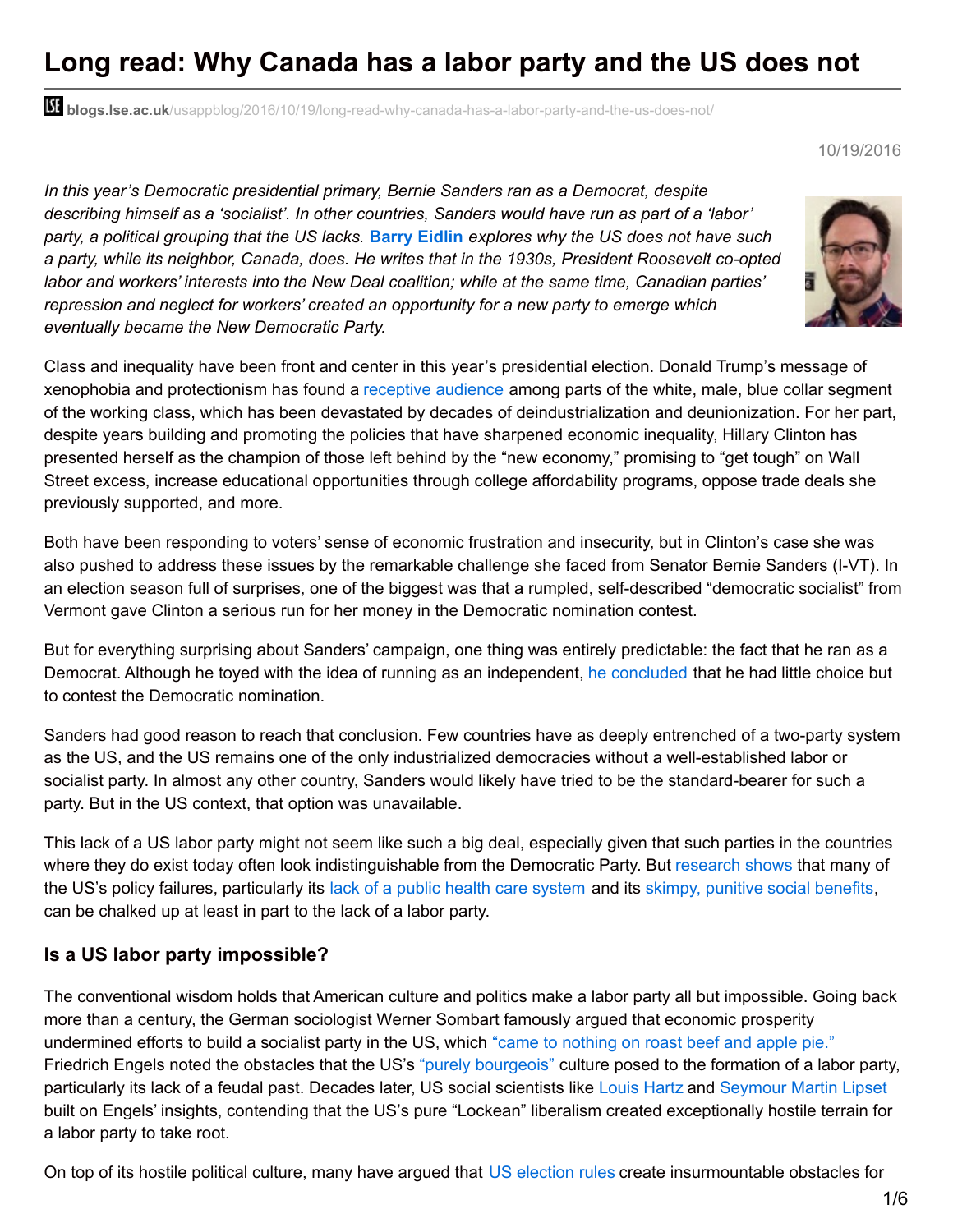# Long read: Why Canada has a labor party and the US does not

blogs.lse.ac.uk/usappblog/2016/10/19/long-read-why-canada-has-a-labor-party-and-the-us-does-not/

10/19/2016

*In this year's Democratic presidential primary, Bernie Sanders ran as a Democrat, despite describing himself as a 'socialist'. In other countries, Sanders would have run as part of a 'labor' party, a political grouping that the US lacks.* **Barry Eidlin** *explores why the US does not have such a party, while its neighbor, Canada, does. He writes that in the 1930s, President Roosevelt co-opted labor and workers' interests into the New Deal coalition; while at the same time, Canadian parties' repression and neglect for workers' created an opportunity for a new party to emerge which eventually became the New Democratic Party.*

Class and inequality have been front and center in this year's presidential election. Donald Trump's message of xenophobia and protectionism has found a receptive audience among parts of the white, male, blue collar segment of the working class, which has been devastated by decades of deindustrialization and deunionization. For her part, despite years building and promoting the policies that have sharpened economic inequality, Hillary Clinton has presented herself as the champion of those left behind by the "new economy," promising to "get tough" on Wall Street excess, increase educational opportunities through college affordability programs, oppose trade deals she previously supported, and more.

Both have been responding to voters' sense of economic frustration and insecurity, but in Clinton's case she was also pushed to address these issues by the remarkable challenge she faced from Senator Bernie Sanders (I-VT). In an election season full of surprises, one of the biggest was that a rumpled, self-described "democratic socialist" from Vermont gave Clinton a serious run for her money in the Democratic nomination contest.

But for everything surprising about Sanders' campaign, one thing was entirely predictable: the fact that he ran as a Democrat. Although he toyed with the idea of running as an independent, he concluded that he had little choice but to contest the Democratic nomination.

Sanders had good reason to reach that conclusion. Few countries have as deeply entrenched of a two-party system as the US, and the US remains one of the only industrialized democracies without a well-established labor or socialist party. In almost any other country, Sanders would likely have tried to be the standard-bearer for such a party. But in the US context, that option was unavailable.

This lack of a US labor party might not seem like such a big deal, especially given that such parties in the countries where they do exist today often look indistinguishable from the Democratic Party. But research shows that many of the US's policy failures, particularly its lack of a public health care system and its skimpy, punitive social benefits, can be chalked up at least in part to the lack of a labor party.

## Is a US labor party impossible?

The conventional wisdom holds that American culture and politics make a labor party all but impossible. Going back more than a century, the German sociologist Werner Sombart famously argued that economic prosperity undermined efforts to build a socialist party in the US, which "came to nothing on roast beef and apple pie." Friedrich Engels noted the obstacles that the US's "purely bourgeois" culture posed to the formation of a labor party, particularly its lack of a feudal past. Decades later, US social scientists like Louis Hartz and Seymour Martin Lipset built on Engels' insights, contending that the US's pure "Lockean" liberalism created exceptionally hostile terrain for a labor party to take root.

On top of its hostile political culture, many have argued that US election rules create insurmountable obstacles for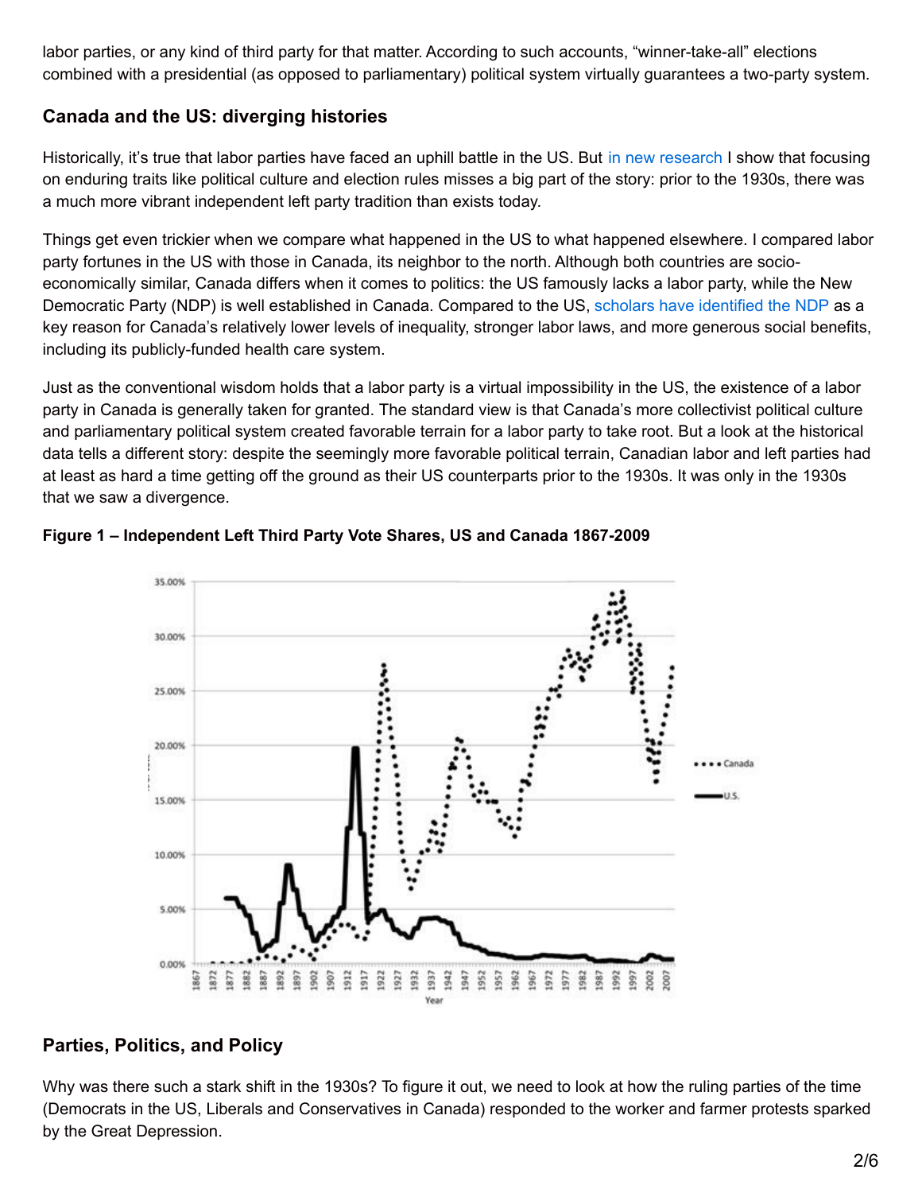labor parties, or any kind of third party for that matter. According to such accounts, "winner-take-all" elections combined with a presidential (as opposed to parliamentary) political system virtually guarantees a two-party system.

## Canada and the US: diverging histories

Historically, it's true that labor parties have faced an uphill battle in the US. But in new research I show that focusing on enduring traits like political culture and election rules misses a big part of the story: prior to the 1930s, there was a much more vibrant independent left party tradition than exists today.

Things get even trickier when we compare what happened in the US to what happened elsewhere. I compared labor party fortunes in the US with those in Canada, its neighbor to the north. Although both countries are socio-economically similar, Canada differs when it comes to politics: the US famously lacks a labor party, while the New Democratic Party (NDP) is well established in Canada. Compared to the US, scholars have identified the NDP as a key reason for Canada's relatively lower levels of inequality, stronger labor laws, and more generous social benefits, including its publicly-funded health care system.

Just as the conventional wisdom holds that a labor party is a virtual impossibility in the US, the existence of a labor party in Canada is generally taken for granted. The standard view is that Canada's more collectivist political culture and parliamentary political system created favorable terrain for a labor party to take root. But a look at the historical data tells a different story: despite the seemingly more favorable political terrain, Canadian labor and left parties had at least as hard a time getting off the ground as their US counterparts prior to the 1930s. It was only in the 1930s that we saw a divergence.

**Figure 1 – Independent Left Third Party Vote Shares, US and Canada 1867-2009**

## Parties, Politics, and Policy

Why was there such a stark shift in the 1930s? To figure it out, we need to look at how the ruling parties of the time (Democrats in the US, Liberals and Conservatives in Canada) responded to the worker and farmer protests sparked by the Great Depression.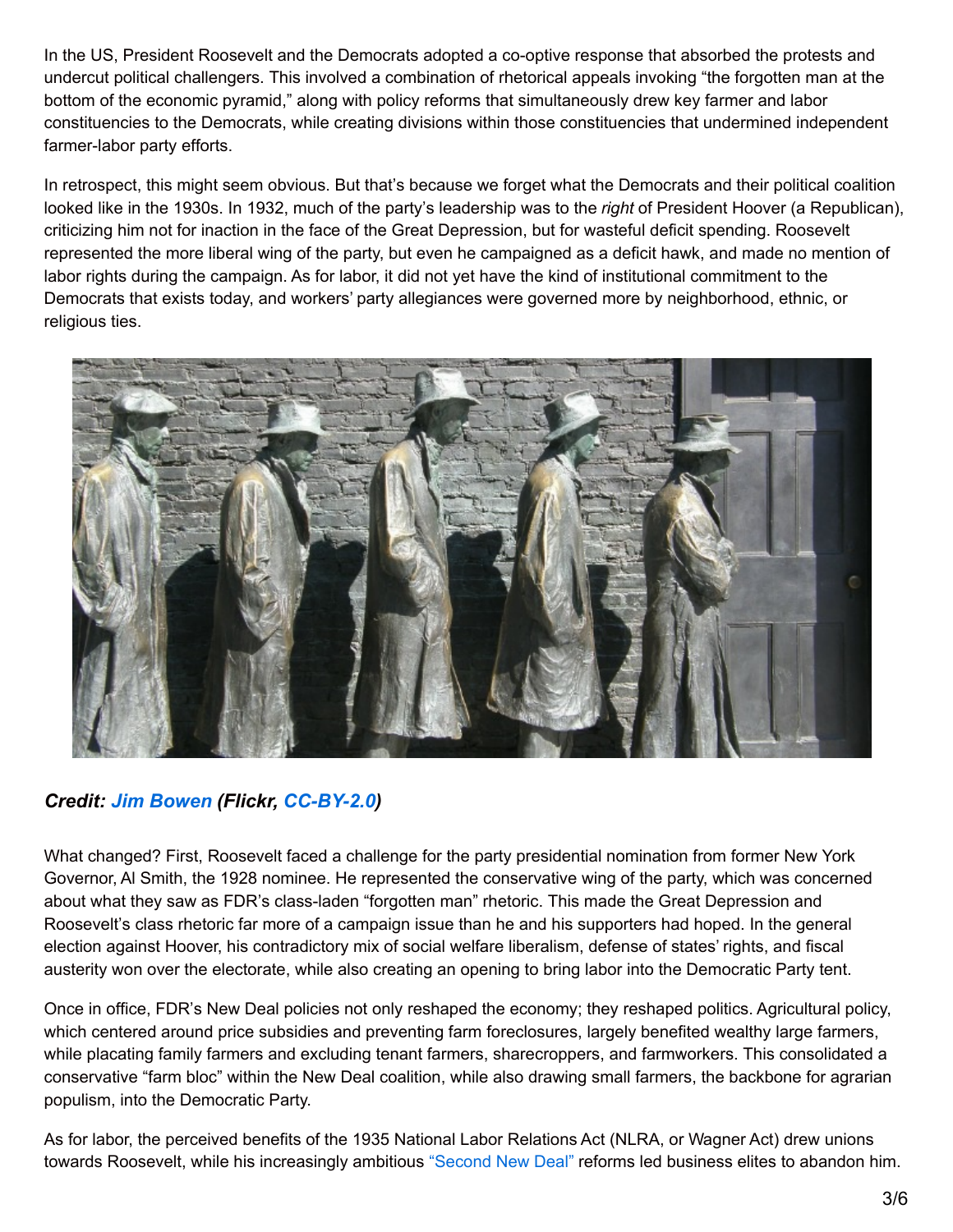In the US, President Roosevelt and the Democrats adopted a co-optive response that absorbed the protests and undercut political challengers. This involved a combination of rhetorical appeals invoking "the forgotten man at the bottom of the economic pyramid," along with policy reforms that simultaneously drew key farmer and labor constituencies to the Democrats, while creating divisions within those constituencies that undermined independent farmer-labor party efforts.

In retrospect, this might seem obvious. But that's because we forget what the Democrats and their political coalition looked like in the 1930s. In 1932, much of the party's leadership was to the *right* of President Hoover (a Republican), criticizing him not for inaction in the face of the Great Depression, but for wasteful deficit spending. Roosevelt represented the more liberal wing of the party, but even he campaigned as a deficit hawk, and made no mention of labor rights during the campaign. As for labor, it did not yet have the kind of institutional commitment to the Democrats that exists today, and workers' party allegiances were governed more by neighborhood, ethnic, or religious ties.

***Credit: Jim Bowen (Flickr, CC-BY-2.0)***

What changed? First, Roosevelt faced a challenge for the party presidential nomination from former New York Governor, Al Smith, the 1928 nominee. He represented the conservative wing of the party, which was concerned about what they saw as FDR's class-laden "forgotten man" rhetoric. This made the Great Depression and Roosevelt's class rhetoric far more of a campaign issue than he and his supporters had hoped. In the general election against Hoover, his contradictory mix of social welfare liberalism, defense of states' rights, and fiscal austerity won over the electorate, while also creating an opening to bring labor into the Democratic Party tent.

Once in office, FDR's New Deal policies not only reshaped the economy; they reshaped politics. Agricultural policy, which centered around price subsidies and preventing farm foreclosures, largely benefited wealthy large farmers, while placating family farmers and excluding tenant farmers, sharecroppers, and farmworkers. This consolidated a conservative "farm bloc" within the New Deal coalition, while also drawing small farmers, the backbone for agrarian populism, into the Democratic Party.

As for labor, the perceived benefits of the 1935 National Labor Relations Act (NLRA, or Wagner Act) drew unions towards Roosevelt, while his increasingly ambitious "Second New Deal" reforms led business elites to abandon him.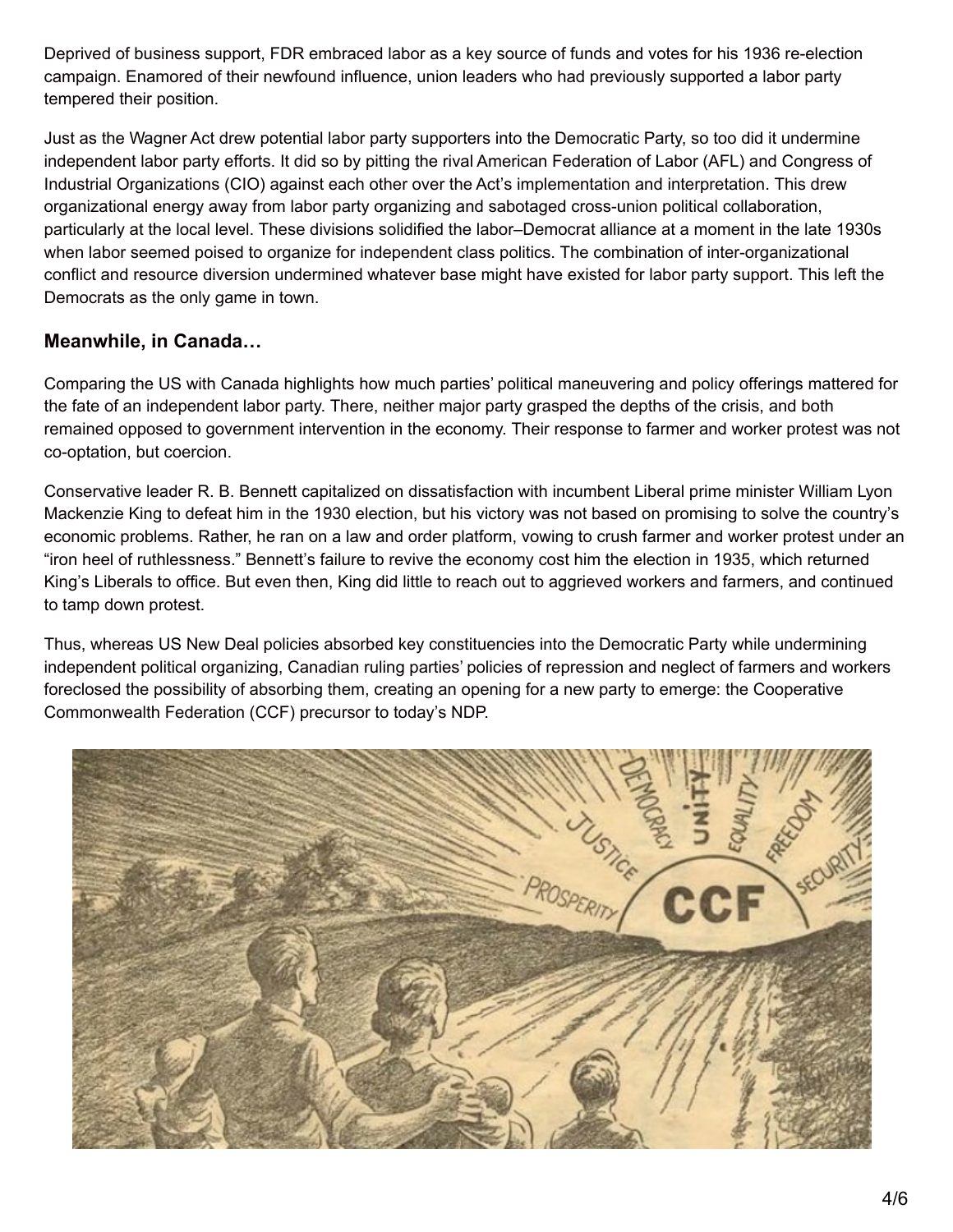Deprived of business support, FDR embraced labor as a key source of funds and votes for his 1936 re-election campaign. Enamored of their newfound influence, union leaders who had previously supported a labor party tempered their position.

Just as the Wagner Act drew potential labor party supporters into the Democratic Party, so too did it undermine independent labor party efforts. It did so by pitting the rival American Federation of Labor (AFL) and Congress of Industrial Organizations (CIO) against each other over the Act's implementation and interpretation. This drew organizational energy away from labor party organizing and sabotaged cross-union political collaboration, particularly at the local level. These divisions solidified the labor–Democrat alliance at a moment in the late 1930s when labor seemed poised to organize for independent class politics. The combination of inter-organizational conflict and resource diversion undermined whatever base might have existed for labor party support. This left the Democrats as the only game in town.

### Meanwhile, in Canada…

Comparing the US with Canada highlights how much parties' political maneuvering and policy offerings mattered for the fate of an independent labor party. There, neither major party grasped the depths of the crisis, and both remained opposed to government intervention in the economy. Their response to farmer and worker protest was not co-optation, but coercion.

Conservative leader R. B. Bennett capitalized on dissatisfaction with incumbent Liberal prime minister William Lyon Mackenzie King to defeat him in the 1930 election, but his victory was not based on promising to solve the country's economic problems. Rather, he ran on a law and order platform, vowing to crush farmer and worker protest under an "iron heel of ruthlessness." Bennett's failure to revive the economy cost him the election in 1935, which returned King's Liberals to office. But even then, King did little to reach out to aggrieved workers and farmers, and continued to tamp down protest.

Thus, whereas US New Deal policies absorbed key constituencies into the Democratic Party while undermining independent political organizing, Canadian ruling parties' policies of repression and neglect of farmers and workers foreclosed the possibility of absorbing them, creating an opening for a new party to emerge: the Cooperative Commonwealth Federation (CCF) precursor to today's NDP.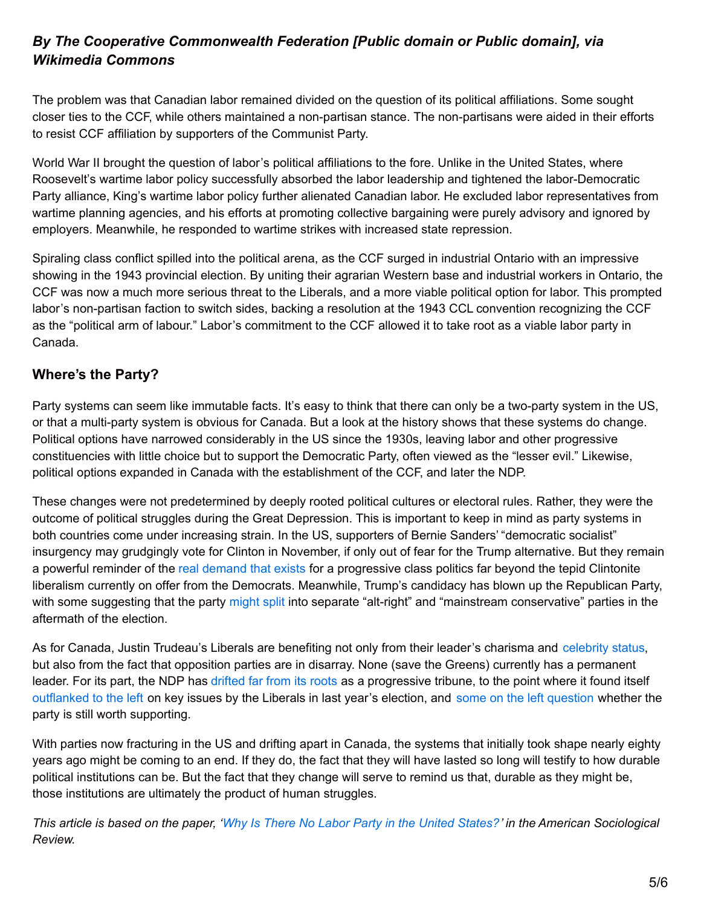***By The Cooperative Commonwealth Federation [Public domain or Public domain], via Wikimedia Commons***

The problem was that Canadian labor remained divided on the question of its political affiliations. Some sought closer ties to the CCF, while others maintained a non-partisan stance. The non-partisans were aided in their efforts to resist CCF affiliation by supporters of the Communist Party.

World War II brought the question of labor's political affiliations to the fore. Unlike in the United States, where Roosevelt's wartime labor policy successfully absorbed the labor leadership and tightened the labor-Democratic Party alliance, King's wartime labor policy further alienated Canadian labor. He excluded labor representatives from wartime planning agencies, and his efforts at promoting collective bargaining were purely advisory and ignored by employers. Meanwhile, he responded to wartime strikes with increased state repression.

Spiraling class conflict spilled into the political arena, as the CCF surged in industrial Ontario with an impressive showing in the 1943 provincial election. By uniting their agrarian Western base and industrial workers in Ontario, the CCF was now a much more serious threat to the Liberals, and a more viable political option for labor. This prompted labor's non-partisan faction to switch sides, backing a resolution at the 1943 CCL convention recognizing the CCF as the "political arm of labour." Labor's commitment to the CCF allowed it to take root as a viable labor party in Canada.

## Where's the Party?

Party systems can seem like immutable facts. It's easy to think that there can only be a two-party system in the US, or that a multi-party system is obvious for Canada. But a look at the history shows that these systems do change. Political options have narrowed considerably in the US since the 1930s, leaving labor and other progressive constituencies with little choice but to support the Democratic Party, often viewed as the "lesser evil." Likewise, political options expanded in Canada with the establishment of the CCF, and later the NDP.

These changes were not predetermined by deeply rooted political cultures or electoral rules. Rather, they were the outcome of political struggles during the Great Depression. This is important to keep in mind as party systems in both countries come under increasing strain. In the US, supporters of Bernie Sanders' "democratic socialist" insurgency may grudgingly vote for Clinton in November, if only out of fear for the Trump alternative. But they remain a powerful reminder of the real demand that exists for a progressive class politics far beyond the tepid Clintonite liberalism currently on offer from the Democrats. Meanwhile, Trump's candidacy has blown up the Republican Party, with some suggesting that the party might split into separate "alt-right" and "mainstream conservative" parties in the aftermath of the election.

As for Canada, Justin Trudeau's Liberals are benefiting not only from their leader's charisma and celebrity status, but also from the fact that opposition parties are in disarray. None (save the Greens) currently has a permanent leader. For its part, the NDP has drifted far from its roots as a progressive tribune, to the point where it found itself outflanked to the left on key issues by the Liberals in last year's election, and some on the left question whether the party is still worth supporting.

With parties now fracturing in the US and drifting apart in Canada, the systems that initially took shape nearly eighty years ago might be coming to an end. If they do, the fact that they will have lasted so long will testify to how durable political institutions can be. But the fact that they change will serve to remind us that, durable as they might be, those institutions are ultimately the product of human struggles.

*This article is based on the paper, 'Why Is There No Labor Party in the United States?' in the American Sociological Review.*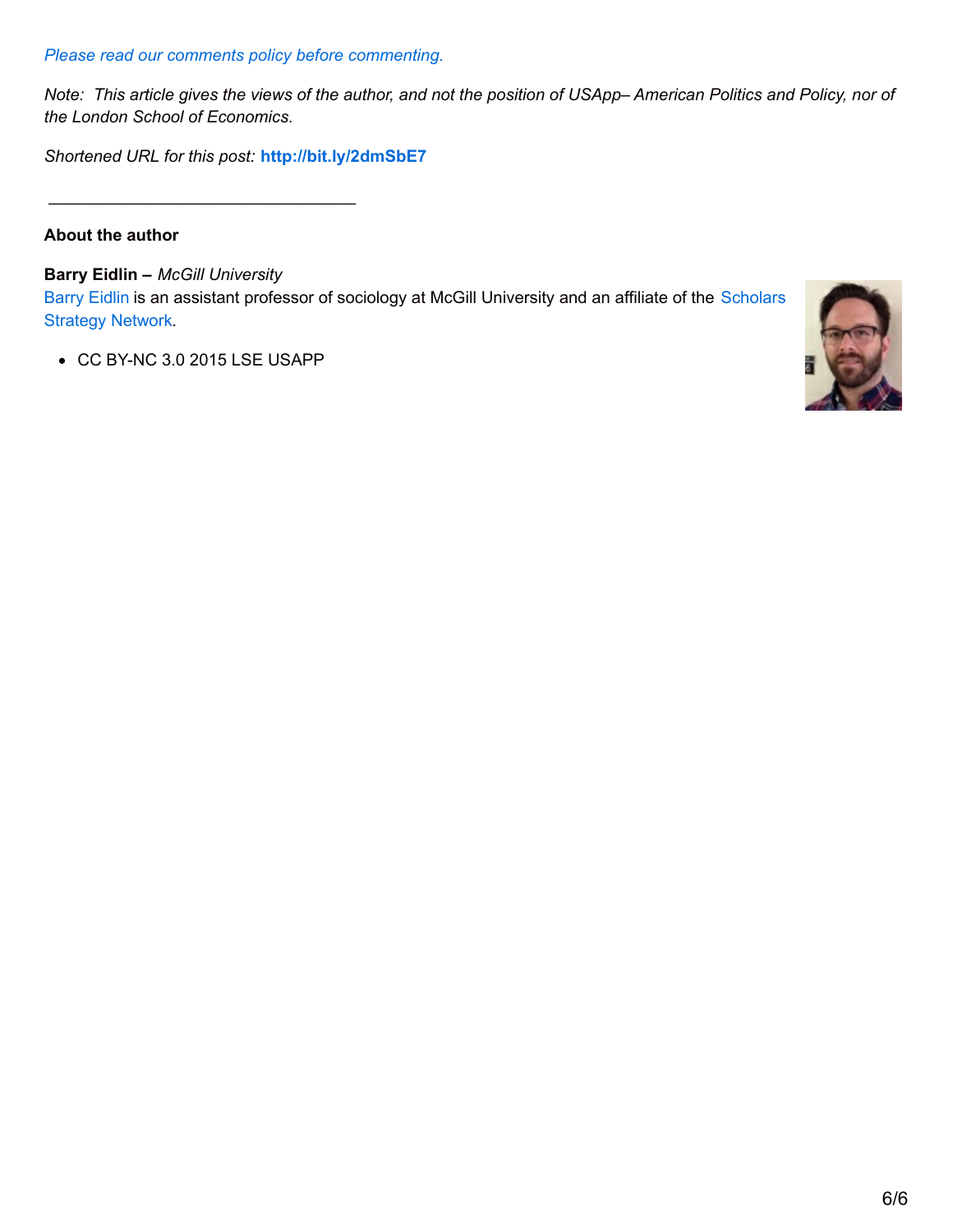*Please read our comments policy before commenting.*

*Note: This article gives the views of the author, and not the position of USApp– American Politics and Policy, nor of the London School of Economics.*

*Shortened URL for this post:* **http://bit.ly/2dmSbE7**

---

**About the author**

**Barry Eidlin –** *McGill University*
Barry Eidlin is an assistant professor of sociology at McGill University and an affiliate of the Scholars Strategy Network.

- CC BY-NC 3.0 2015 LSE USAPP